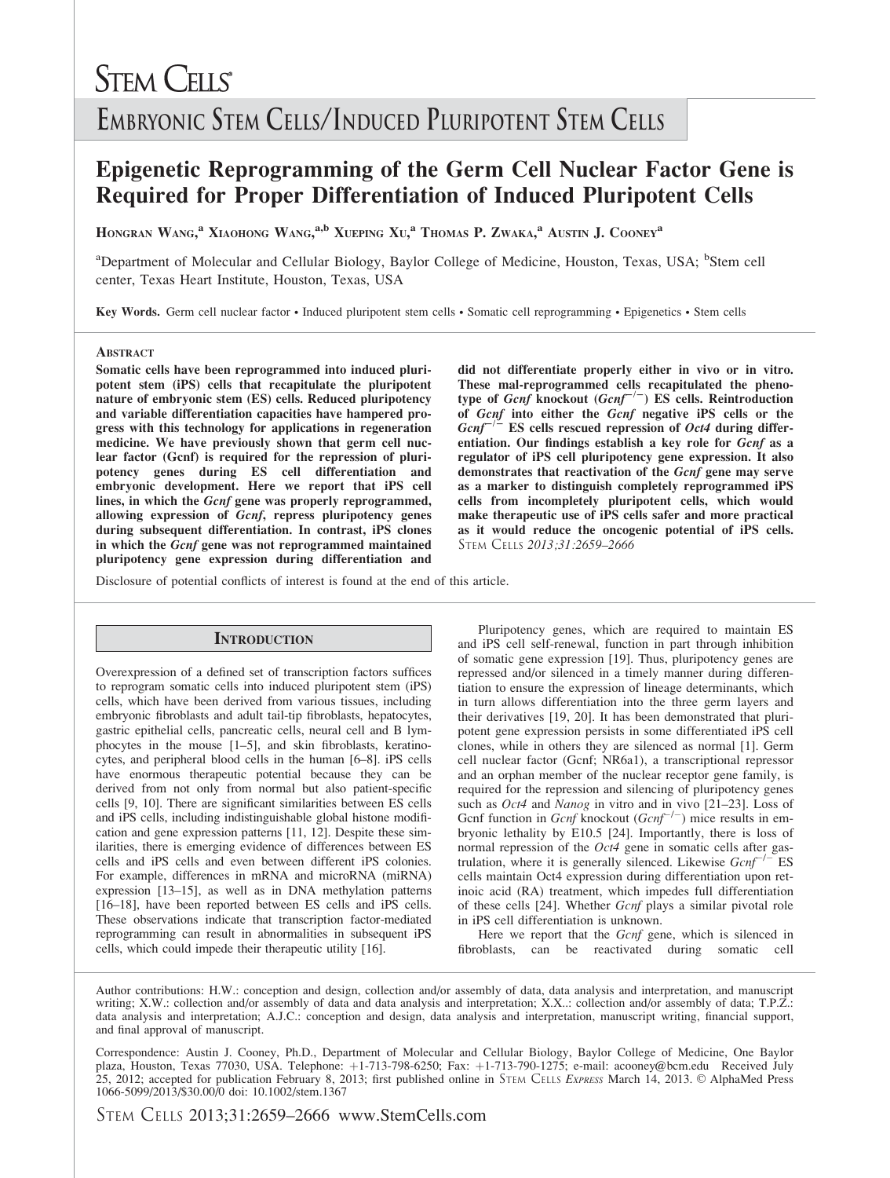# STEM CELLS®

## EMBRYONIC STEM CELLS/INDUCED PLURIPOTENT STEM CELLS

# Epigenetic Reprogramming of the Germ Cell Nuclear Factor Gene is Required for Proper Differentiation of Induced Pluripotent Cells

HONGRAN WANG,[a] XIAOHONG WANG,[a,b] XUEPING XU,[a] THOMAS P. ZWAKA,[a] AUSTIN J. COONEY[a]

[a]Department of Molecular and Cellular Biology, Baylor College of Medicine, Houston, Texas, USA; [b]Stem cell center, Texas Heart Institute, Houston, Texas, USA

**Key Words.** Germ cell nuclear factor • Induced pluripotent stem cells • Somatic cell reprogramming • Epigenetics • Stem cells

### ABSTRACT

**Somatic cells have been reprogrammed into induced pluripotent stem (iPS) cells that recapitulate the pluripotent nature of embryonic stem (ES) cells. Reduced pluripotency and variable differentiation capacities have hampered progress with this technology for applications in regeneration medicine. We have previously shown that germ cell nuclear factor (Gcnf) is required for the repression of pluripotency genes during ES cell differentiation and embryonic development. Here we report that iPS cell lines, in which the *Gcnf* gene was properly reprogrammed, allowing expression of *Gcnf*, repress pluripotency genes during subsequent differentiation. In contrast, iPS clones in which the *Gcnf* gene was not reprogrammed maintained pluripotency gene expression during differentiation and did not differentiate properly either in vivo or in vitro. These mal-reprogrammed cells recapitulated the phenotype of *Gcnf* knockout ($Gcnf^{-/-}$) ES cells. Reintroduction of *Gcnf* into either the *Gcnf* negative iPS cells or the $Gcnf^{-/-}$ ES cells rescued repression of *Oct4* during differentiation. Our findings establish a key role for *Gcnf* as a regulator of iPS cell pluripotency gene expression. It also demonstrates that reactivation of the *Gcnf* gene may serve as a marker to distinguish completely reprogrammed iPS cells from incompletely pluripotent cells, which would make therapeutic use of iPS cells safer and more practical as it would reduce the oncogenic potential of iPS cells.** STEM CELLS *2013;31:2659–2666*

Disclosure of potential conflicts of interest is found at the end of this article.

## INTRODUCTION

Overexpression of a defined set of transcription factors suffices to reprogram somatic cells into induced pluripotent stem (iPS) cells, which have been derived from various tissues, including embryonic fibroblasts and adult tail-tip fibroblasts, hepatocytes, gastric epithelial cells, pancreatic cells, neural cell and B lymphocytes in the mouse [1–5], and skin fibroblasts, keratinocytes, and peripheral blood cells in the human [6–8]. iPS cells have enormous therapeutic potential because they can be derived from not only from normal but also patient-specific cells [9, 10]. There are significant similarities between ES cells and iPS cells, including indistinguishable global histone modification and gene expression patterns [11, 12]. Despite these similarities, there is emerging evidence of differences between ES cells and iPS cells and even between different iPS colonies. For example, differences in mRNA and microRNA (miRNA) expression [13–15], as well as in DNA methylation patterns [16–18], have been reported between ES cells and iPS cells. These observations indicate that transcription factor-mediated reprogramming can result in abnormalities in subsequent iPS cells, which could impede their therapeutic utility [16].

Pluripotency genes, which are required to maintain ES and iPS cell self-renewal, function in part through inhibition of somatic gene expression [19]. Thus, pluripotency genes are repressed and/or silenced in a timely manner during differentiation to ensure the expression of lineage determinants, which in turn allows differentiation into the three germ layers and their derivatives [19, 20]. It has been demonstrated that pluripotent gene expression persists in some differentiated iPS cell clones, while in others they are silenced as normal [1]. Germ cell nuclear factor (Gcnf; NR6a1), a transcriptional repressor and an orphan member of the nuclear receptor gene family, is required for the repression and silencing of pluripotency genes such as *Oct4* and *Nanog* in vitro and in vivo [21–23]. Loss of Gcnf function in *Gcnf* knockout ($Gcnf^{-/-}$) mice results in embryonic lethality by E10.5 [24]. Importantly, there is loss of normal repression of the *Oct4* gene in somatic cells after gastrulation, where it is generally silenced. Likewise $Gcnf^{-/-}$ ES cells maintain Oct4 expression during differentiation upon retinoic acid (RA) treatment, which impedes full differentiation of these cells [24]. Whether *Gcnf* plays a similar pivotal role in iPS cell differentiation is unknown.

Here we report that the *Gcnf* gene, which is silenced in fibroblasts, can be reactivated during somatic cell

Author contributions: H.W.: conception and design, collection and/or assembly of data, data analysis and interpretation, and manuscript writing; X.W.: collection and/or assembly of data and data analysis and interpretation; X.X..: collection and/or assembly of data; T.P.Z.: data analysis and interpretation; A.J.C.: conception and design, data analysis and interpretation, manuscript writing, financial support, and final approval of manuscript.

Correspondence: Austin J. Cooney, Ph.D., Department of Molecular and Cellular Biology, Baylor College of Medicine, One Baylor plaza, Houston, Texas 77030, USA. Telephone: +1-713-798-6250; Fax: +1-713-790-1275; e-mail: acooney@bcm.edu Received July 25, 2012; accepted for publication February 8, 2013; first published online in STEM CELLS *EXPRESS* March 14, 2013. © AlphaMed Press 1066-5099/2013/$30.00/0 doi: 10.1002/stem.1367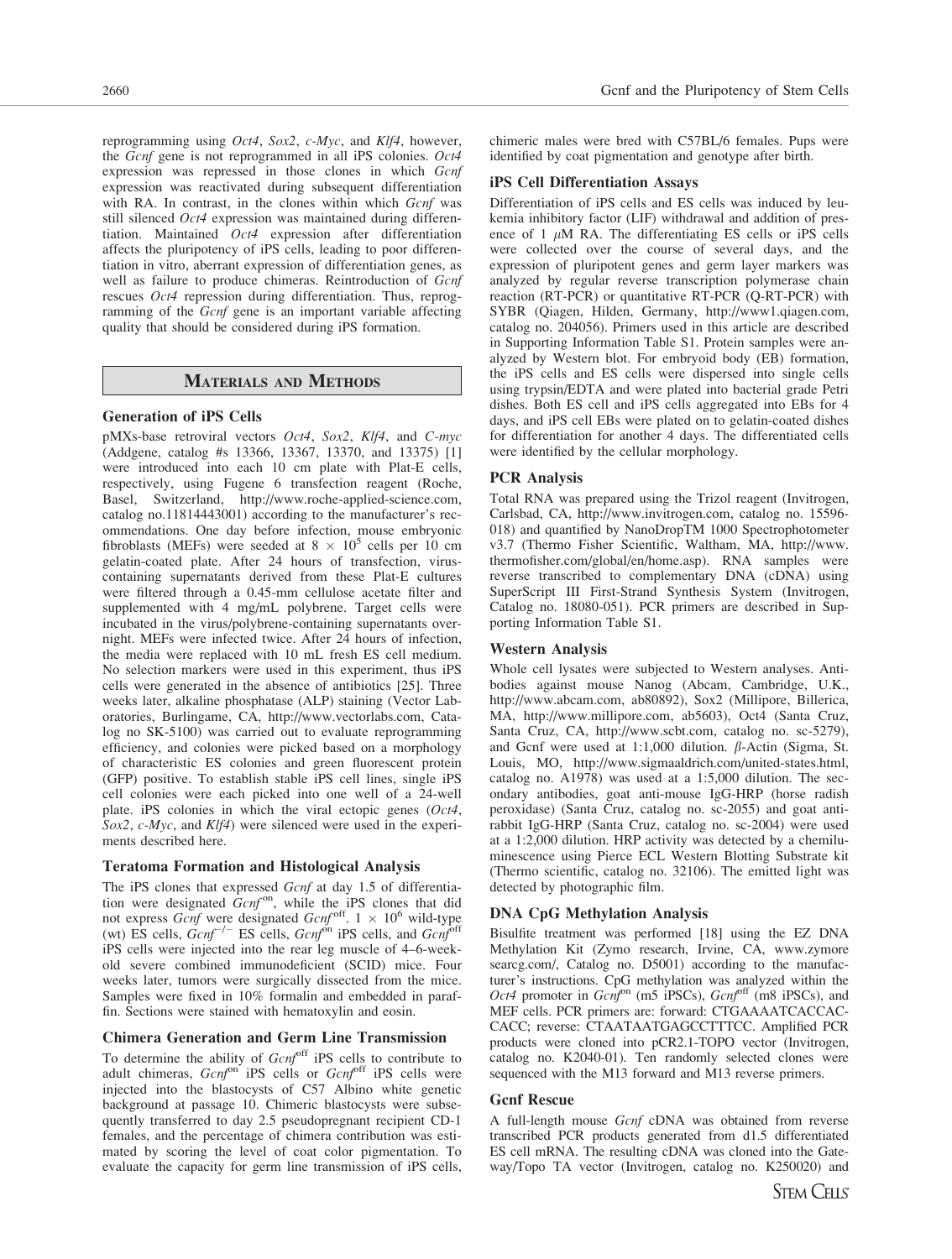reprogramming using *Oct4*, *Sox2*, *c-Myc*, and *Klf4*, however, the *Gcnf* gene is not reprogrammed in all iPS colonies. *Oct4* expression was repressed in those clones in which *Gcnf* expression was reactivated during subsequent differentiation with RA. In contrast, in the clones within which *Gcnf* was still silenced *Oct4* expression was maintained during differentiation. Maintained *Oct4* expression after differentiation affects the pluripotency of iPS cells, leading to poor differentiation in vitro, aberrant expression of differentiation genes, as well as failure to produce chimeras. Reintroduction of *Gcnf* rescues *Oct4* repression during differentiation. Thus, reprogramming of the *Gcnf* gene is an important variable affecting quality that should be considered during iPS formation.

## Materials and Methods

### Generation of iPS Cells

pMXs-base retroviral vectors *Oct4*, *Sox2*, *Klf4*, and *C-myc* (Addgene, catalog #s 13366, 13367, 13370, and 13375) [1] were introduced into each 10 cm plate with Plat-E cells, respectively, using Fugene 6 transfection reagent (Roche, Basel, Switzerland, http://www.roche-applied-science.com, catalog no.11814443001) according to the manufacturer's recommendations. One day before infection, mouse embryonic fibroblasts (MEFs) were seeded at $8 \times 10^5$ cells per 10 cm gelatin-coated plate. After 24 hours of transfection, virus-containing supernatants derived from these Plat-E cultures were filtered through a 0.45-mm cellulose acetate filter and supplemented with 4 mg/mL polybrene. Target cells were incubated in the virus/polybrene-containing supernatants overnight. MEFs were infected twice. After 24 hours of infection, the media were replaced with 10 mL fresh ES cell medium. No selection markers were used in this experiment, thus iPS cells were generated in the absence of antibiotics [25]. Three weeks later, alkaline phosphatase (ALP) staining (Vector Laboratories, Burlingame, CA, http://www.vectorlabs.com, Catalog no SK-5100) was carried out to evaluate reprogramming efficiency, and colonies were picked based on a morphology of characteristic ES colonies and green fluorescent protein (GFP) positive. To establish stable iPS cell lines, single iPS cell colonies were each picked into one well of a 24-well plate. iPS colonies in which the viral ectopic genes (*Oct4*, *Sox2*, *c-Myc*, and *Klf4*) were silenced were used in the experiments described here.

### Teratoma Formation and Histological Analysis

The iPS clones that expressed *Gcnf* at day 1.5 of differentiation were designated *Gcnf*$^{on}$, while the iPS clones that did not express *Gcnf* were designated *Gcnf*$^{off}$. $1 \times 10^6$ wild-type (wt) ES cells, *Gcnf*$^{-/-}$ ES cells, *Gcnf*$^{on}$ iPS cells, and *Gcnf*$^{off}$ iPS cells were injected into the rear leg muscle of 4–6-week-old severe combined immunodeficient (SCID) mice. Four weeks later, tumors were surgically dissected from the mice. Samples were fixed in 10% formalin and embedded in paraffin. Sections were stained with hematoxylin and eosin.

### Chimera Generation and Germ Line Transmission

To determine the ability of *Gcnf*$^{off}$ iPS cells to contribute to adult chimeras, *Gcnf*$^{on}$ iPS cells or *Gcnf*$^{off}$ iPS cells were injected into the blastocysts of C57 Albino white genetic background at passage 10. Chimeric blastocysts were subsequently transferred to day 2.5 pseudopregnant recipient CD-1 females, and the percentage of chimera contribution was estimated by scoring the level of coat color pigmentation. To evaluate the capacity for germ line transmission of iPS cells, chimeric males were bred with C57BL/6 females. Pups were identified by coat pigmentation and genotype after birth.

### iPS Cell Differentiation Assays

Differentiation of iPS cells and ES cells was induced by leukemia inhibitory factor (LIF) withdrawal and addition of presence of 1 $\mu$M RA. The differentiating ES cells or iPS cells were collected over the course of several days, and the expression of pluripotent genes and germ layer markers was analyzed by regular reverse transcription polymerase chain reaction (RT-PCR) or quantitative RT-PCR (Q-RT-PCR) with SYBR (Qiagen, Hilden, Germany, http://www1.qiagen.com, catalog no. 204056). Primers used in this article are described in Supporting Information Table S1. Protein samples were analyzed by Western blot. For embryoid body (EB) formation, the iPS cells and ES cells were dispersed into single cells using trypsin/EDTA and were plated into bacterial grade Petri dishes. Both ES cell and iPS cells aggregated into EBs for 4 days, and iPS cell EBs were plated on to gelatin-coated dishes for differentiation for another 4 days. The differentiated cells were identified by the cellular morphology.

### PCR Analysis

Total RNA was prepared using the Trizol reagent (Invitrogen, Carlsbad, CA, http://www.invitrogen.com, catalog no. 15596-018) and quantified by NanoDropTM 1000 Spectrophotometer v3.7 (Thermo Fisher Scientific, Waltham, MA, http://www.thermofisher.com/global/en/home.asp). RNA samples were reverse transcribed to complementary DNA (cDNA) using SuperScript III First-Strand Synthesis System (Invitrogen, Catalog no. 18080-051). PCR primers are described in Supporting Information Table S1.

### Western Analysis

Whole cell lysates were subjected to Western analyses. Antibodies against mouse Nanog (Abcam, Cambridge, U.K., http://www.abcam.com, ab80892), Sox2 (Millipore, Billerica, MA, http://www.millipore.com, ab5603), Oct4 (Santa Cruz, Santa Cruz, CA, http://www.scbt.com, catalog no. sc-5279), and Gcnf were used at 1:1,000 dilution. $\beta$-Actin (Sigma, St. Louis, MO, http://www.sigmaaldrich.com/united-states.html, catalog no. A1978) was used at a 1:5,000 dilution. The secondary antibodies, goat anti-mouse IgG-HRP (horse radish peroxidase) (Santa Cruz, catalog no. sc-2055) and goat anti-rabbit IgG-HRP (Santa Cruz, catalog no. sc-2004) were used at a 1:2,000 dilution. HRP activity was detected by a chemiluminescence using Pierce ECL Western Blotting Substrate kit (Thermo scientific, catalog no. 32106). The emitted light was detected by photographic film.

### DNA CpG Methylation Analysis

Bisulfite treatment was performed [18] using the EZ DNA Methylation Kit (Zymo research, Irvine, CA, www.zymoresearcg.com/, Catalog no. D5001) according to the manufacturer's instructions. CpG methylation was analyzed within the *Oct4* promoter in *Gcnf*$^{on}$ (m5 iPSCs), *Gcnf*$^{off}$ (m8 iPSCs), and MEF cells. PCR primers are: forward: CTGAAAATCACCACCACC; reverse: CTAATAATGAGCCTTTCC. Amplified PCR products were cloned into pCR2.1-TOPO vector (Invitrogen, catalog no. K2040-01). Ten randomly selected clones were sequenced with the M13 forward and M13 reverse primers.

### Gcnf Rescue

A full-length mouse *Gcnf* cDNA was obtained from reverse transcribed PCR products generated from d1.5 differentiated ES cell mRNA. The resulting cDNA was cloned into the Gateway/Topo TA vector (Invitrogen, catalog no. K250020) and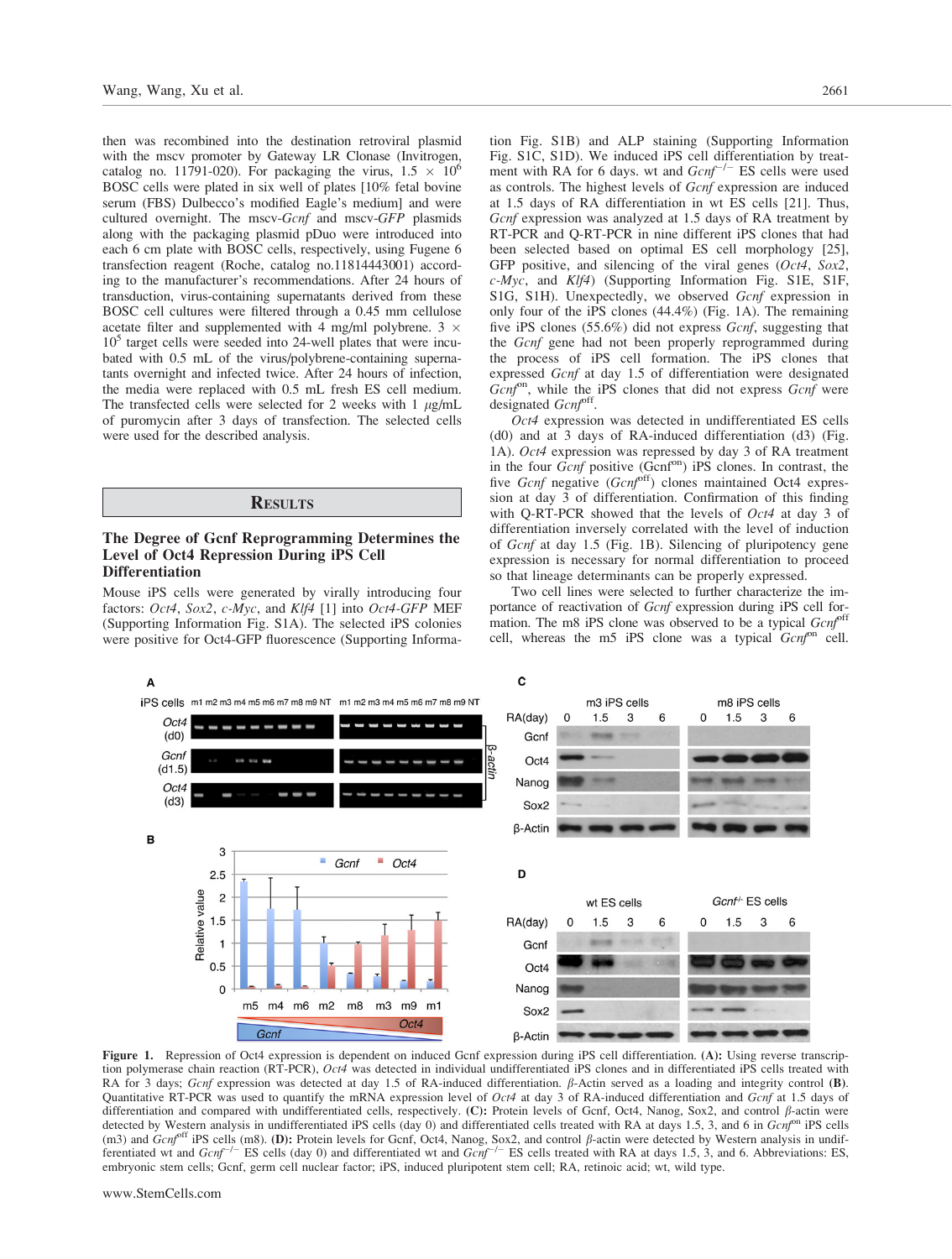then was recombined into the destination retroviral plasmid with the mscv promoter by Gateway LR Clonase (Invitrogen, catalog no. 11791-020). For packaging the virus, $1.5 \times 10^6$ BOSC cells were plated in six well of plates [10% fetal bovine serum (FBS) Dulbecco's modified Eagle's medium] and were cultured overnight. The mscv-*Gcnf* and mscv-*GFP* plasmids along with the packaging plasmid pDuo were introduced into each 6 cm plate with BOSC cells, respectively, using Fugene 6 transfection reagent (Roche, catalog no.11814443001) according to the manufacturer's recommendations. After 24 hours of transduction, virus-containing supernatants derived from these BOSC cell cultures were filtered through a 0.45 mm cellulose acetate filter and supplemented with 4 mg/ml polybrene. $3 \times 10^5$ target cells were seeded into 24-well plates that were incubated with 0.5 mL of the virus/polybrene-containing supernatants overnight and infected twice. After 24 hours of infection, the media were replaced with 0.5 mL fresh ES cell medium. The transfected cells were selected for 2 weeks with 1 $\mu$g/mL of puromycin after 3 days of transfection. The selected cells were used for the described analysis.

## Results

### The Degree of Gcnf Reprogramming Determines the Level of Oct4 Repression During iPS Cell Differentiation

Mouse iPS cells were generated by virally introducing four factors: *Oct4*, *Sox2*, *c-Myc*, and *Klf4* [1] into *Oct4-GFP* MEF (Supporting Information Fig. S1A). The selected iPS colonies were positive for Oct4-GFP fluorescence (Supporting Information Fig. S1B) and ALP staining (Supporting Information Fig. S1C, S1D). We induced iPS cell differentiation by treatment with RA for 6 days. wt and $Gcnf^{-/-}$ ES cells were used as controls. The highest levels of *Gcnf* expression are induced at 1.5 days of RA differentiation in wt ES cells [21]. Thus, *Gcnf* expression was analyzed at 1.5 days of RA treatment by RT-PCR and Q-RT-PCR in nine different iPS clones that had been selected based on optimal ES cell morphology [25], GFP positive, and silencing of the viral genes (*Oct4*, *Sox2*, *c-Myc*, and *Klf4*) (Supporting Information Fig. S1E, S1F, S1G, S1H). Unexpectedly, we observed *Gcnf* expression in only four of the iPS clones (44.4%) (Fig. 1A). The remaining five iPS clones (55.6%) did not express *Gcnf*, suggesting that the *Gcnf* gene had not been properly reprogrammed during the process of iPS cell formation. The iPS clones that expressed *Gcnf* at day 1.5 of differentiation were designated $Gcnf^{on}$, while the iPS clones that did not express *Gcnf* were designated $Gcnf^{off}$.

*Oct4* expression was detected in undifferentiated ES cells (d0) and at 3 days of RA-induced differentiation (d3) (Fig. 1A). *Oct4* expression was repressed by day 3 of RA treatment in the four *Gcnf* positive ($Gcnf^{on}$) iPS clones. In contrast, the five *Gcnf* negative ($Gcnf^{off}$) clones maintained Oct4 expression at day 3 of differentiation. Confirmation of this finding with Q-RT-PCR showed that the levels of *Oct4* at day 3 of differentiation inversely correlated with the level of induction of *Gcnf* at day 1.5 (Fig. 1B). Silencing of pluripotency gene expression is necessary for normal differentiation to proceed so that lineage determinants can be properly expressed.

Two cell lines were selected to further characterize the importance of reactivation of *Gcnf* expression during iPS cell formation. The m8 iPS clone was observed to be a typical $Gcnf^{off}$ cell, whereas the m5 iPS clone was a typical $Gcnf^{on}$ cell.

**Figure 1.** Repression of Oct4 expression is dependent on induced Gcnf expression during iPS cell differentiation. **(A):** Using reverse transcription polymerase chain reaction (RT-PCR), *Oct4* was detected in individual undifferentiated iPS clones and in differentiated iPS cells treated with RA for 3 days; *Gcnf* expression was detected at day 1.5 of RA-induced differentiation. $\beta$-Actin served as a loading and integrity control **(B)**. Quantitative RT-PCR was used to quantify the mRNA expression level of *Oct4* at day 3 of RA-induced differentiation and *Gcnf* at 1.5 days of differentiation and compared with undifferentiated cells, respectively. **(C):** Protein levels of Gcnf, Oct4, Nanog, Sox2, and control $\beta$-actin were detected by Western analysis in undifferentiated iPS cells (day 0) and differentiated cells treated with RA at days 1.5, 3, and 6 in $Gcnf^{on}$ iPS cells (m3) and $Gcnf^{off}$ iPS cells (m8). **(D):** Protein levels for Gcnf, Oct4, Nanog, Sox2, and control $\beta$-actin were detected by Western analysis in undifferentiated wt and $Gcnf^{-/-}$ ES cells (day 0) and differentiated wt and $Gcnf^{-/-}$ ES cells treated with RA at days 1.5, 3, and 6. Abbreviations: ES, embryonic stem cells; Gcnf, germ cell nuclear factor; iPS, induced pluripotent stem cell; RA, retinoic acid; wt, wild type.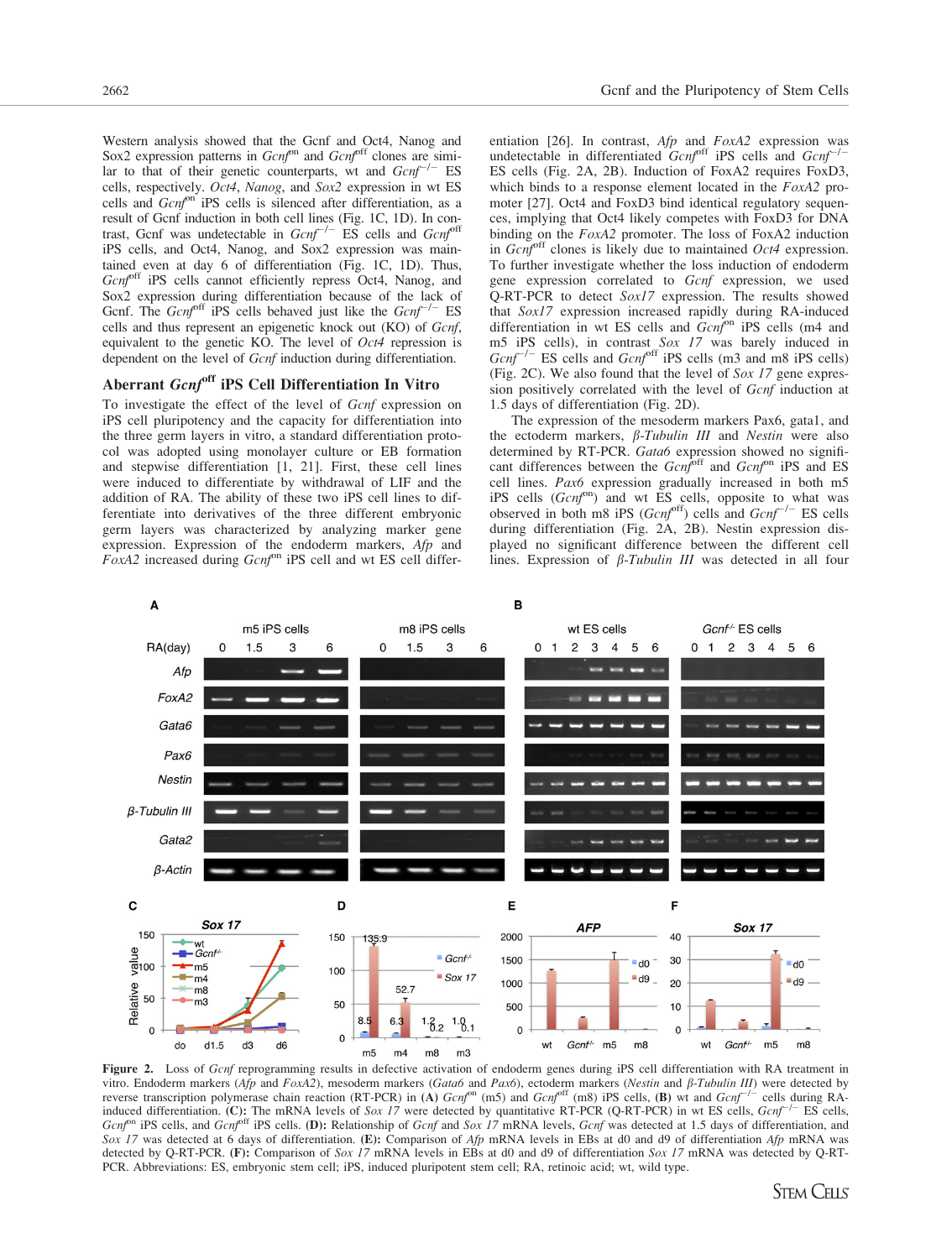Western analysis showed that the Gcnf and Oct4, Nanog and Sox2 expression patterns in *Gcnf*$^{on}$ and *Gcnf*$^{off}$ clones are similar to that of their genetic counterparts, wt and *Gcnf*$^{-/-}$ ES cells, respectively. *Oct4*, *Nanog*, and *Sox2* expression in wt ES cells and *Gcnf*$^{on}$ iPS cells is silenced after differentiation, as a result of Gcnf induction in both cell lines (Fig. 1C, 1D). In contrast, Gcnf was undetectable in *Gcnf*$^{-/-}$ ES cells and *Gcnf*$^{off}$ iPS cells, and Oct4, Nanog, and Sox2 expression was maintained even at day 6 of differentiation (Fig. 1C, 1D). Thus, *Gcnf*$^{off}$ iPS cells cannot efficiently repress Oct4, Nanog, and Sox2 expression during differentiation because of the lack of Gcnf. The *Gcnf*$^{off}$ iPS cells behaved just like the *Gcnf*$^{-/-}$ ES cells and thus represent an epigenetic knock out (KO) of *Gcnf*, equivalent to the genetic KO. The level of *Oct4* repression is dependent on the level of *Gcnf* induction during differentiation.

## Aberrant *Gcnf*$^{off}$ iPS Cell Differentiation In Vitro

To investigate the effect of the level of *Gcnf* expression on iPS cell pluripotency and the capacity for differentiation into the three germ layers in vitro, a standard differentiation protocol was adopted using monolayer culture or EB formation and stepwise differentiation [1, 21]. First, these cell lines were induced to differentiate by withdrawal of LIF and the addition of RA. The ability of these two iPS cell lines to differentiate into derivatives of the three different embryonic germ layers was characterized by analyzing marker gene expression. Expression of the endoderm markers, *Afp* and *FoxA2* increased during *Gcnf*$^{on}$ iPS cell and wt ES cell differentiation [26]. In contrast, *Afp* and *FoxA2* expression was undetectable in differentiated *Gcnf*$^{off}$ iPS cells and *Gcnf*$^{-/-}$ ES cells (Fig. 2A, 2B). Induction of FoxA2 requires FoxD3, which binds to a response element located in the *FoxA2* promoter [27]. Oct4 and FoxD3 bind identical regulatory sequences, implying that Oct4 likely competes with FoxD3 for DNA binding on the *FoxA2* promoter. The loss of FoxA2 induction in *Gcnf*$^{off}$ clones is likely due to maintained *Oct4* expression. To further investigate whether the loss induction of endoderm gene expression correlated to *Gcnf* expression, we used Q-RT-PCR to detect *Sox17* expression. The results showed that *Sox17* expression increased rapidly during RA-induced differentiation in wt ES cells and *Gcnf*$^{on}$ iPS cells (m4 and m5 iPS cells), in contrast *Sox 17* was barely induced in *Gcnf*$^{-/-}$ ES cells and *Gcnf*$^{off}$ iPS cells (m3 and m8 iPS cells) (Fig. 2C). We also found that the level of *Sox 17* gene expression positively correlated with the level of *Gcnf* induction at 1.5 days of differentiation (Fig. 2D).

The expression of the mesoderm markers Pax6, gata1, and the ectoderm markers, *β-Tubulin III* and *Nestin* were also determined by RT-PCR. *Gata6* expression showed no significant differences between the *Gcnf*$^{off}$ and *Gcnf*$^{on}$ iPS and ES cell lines. *Pax6* expression gradually increased in both m5 iPS cells (*Gcnf*$^{on}$) and wt ES cells, opposite to what was observed in both m8 iPS (*Gcnf*$^{off}$) cells and *Gcnf*$^{-/-}$ ES cells during differentiation (Fig. 2A, 2B). Nestin expression displayed no significant difference between the different cell lines. Expression of *β-Tubulin III* was detected in all four

**Figure 2.** Loss of *Gcnf* reprogramming results in defective activation of endoderm genes during iPS cell differentiation with RA treatment in vitro. Endoderm markers (*Afp* and *FoxA2*), mesoderm markers (*Gata6* and *Pax6*), ectoderm markers (*Nestin* and *β-Tubulin III*) were detected by reverse transcription polymerase chain reaction (RT-PCR) in **(A)** *Gcnf*$^{on}$ (m5) and *Gcnf*$^{off}$ (m8) iPS cells, **(B)** wt and *Gcnf*$^{-/-}$ cells during RA-induced differentiation. **(C):** The mRNA levels of *Sox 17* were detected by quantitative RT-PCR (Q-RT-PCR) in wt ES cells, *Gcnf*$^{-/-}$ ES cells, *Gcnf*$^{on}$ iPS cells, and *Gcnf*$^{off}$ iPS cells. **(D):** Relationship of *Gcnf* and *Sox 17* mRNA levels, *Gcnf* was detected at 1.5 days of differentiation, and *Sox 17* was detected at 6 days of differentiation. **(E):** Comparison of *Afp* mRNA levels in EBs at d0 and d9 of differentiation *Afp* mRNA was detected by Q-RT-PCR. **(F):** Comparison of *Sox 17* mRNA levels in EBs at d0 and d9 of differentiation *Sox 17* mRNA was detected by Q-RT-PCR. Abbreviations: ES, embryonic stem cell; iPS, induced pluripotent stem cell; RA, retinoic acid; wt, wild type.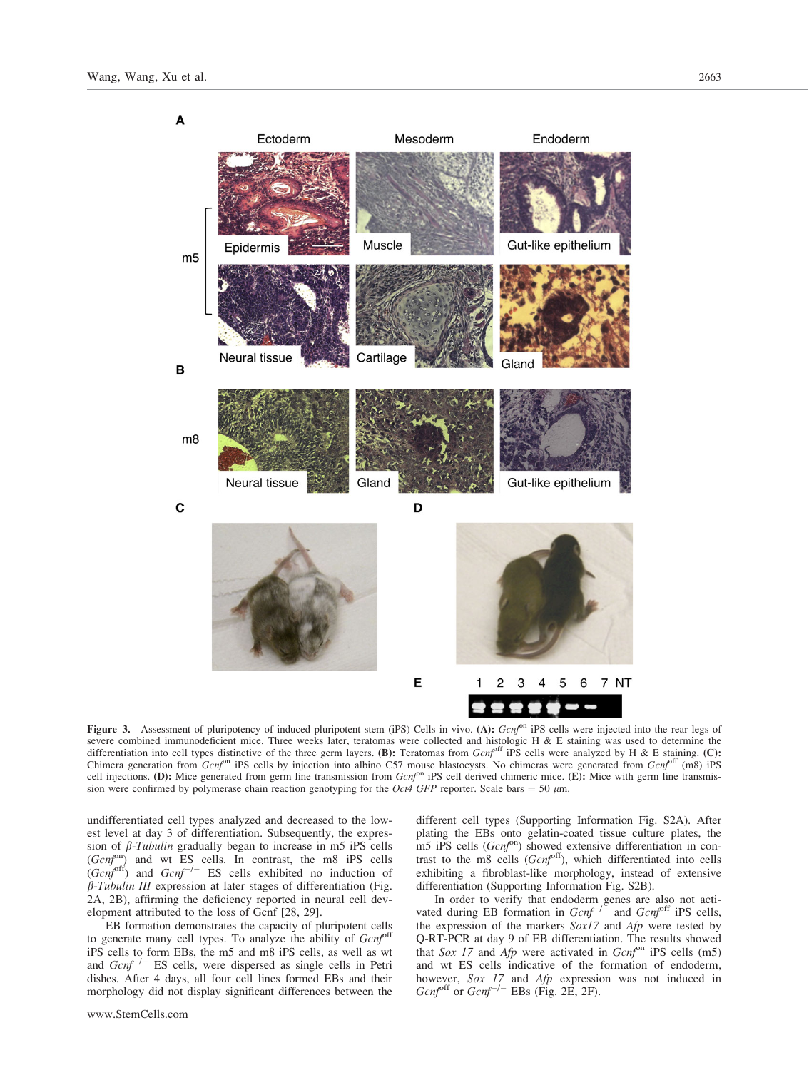**Figure 3.** Assessment of pluripotency of induced pluripotent stem (iPS) Cells in vivo. **(A):** *Gcnf*$^{on}$ iPS cells were injected into the rear legs of severe combined immunodeficient mice. Three weeks later, teratomas were collected and histologic H & E staining was used to determine the differentiation into cell types distinctive of the three germ layers. **(B):** Teratomas from *Gcnf*$^{off}$ iPS cells were analyzed by H & E staining. **(C):** Chimera generation from *Gcnf*$^{on}$ iPS cells by injection into albino C57 mouse blastocysts. No chimeras were generated from *Gcnf*$^{off}$ (m8) iPS cell injections. **(D):** Mice generated from germ line transmission from *Gcnf*$^{on}$ iPS cell derived chimeric mice. **(E):** Mice with germ line transmission were confirmed by polymerase chain reaction genotyping for the *Oct4 GFP* reporter. Scale bars = 50 $\mu$m.

undifferentiated cell types analyzed and decreased to the lowest level at day 3 of differentiation. Subsequently, the expression of *β-Tubulin* gradually began to increase in m5 iPS cells (*Gcnf*$^{on}$) and wt ES cells. In contrast, the m8 iPS cells (*Gcnf*$^{off}$) and *Gcnf*$^{-/-}$ ES cells exhibited no induction of *β-Tubulin III* expression at later stages of differentiation (Fig. 2A, 2B), affirming the deficiency reported in neural cell development attributed to the loss of Gcnf [28, 29].

EB formation demonstrates the capacity of pluripotent cells to generate many cell types. To analyze the ability of *Gcnf*$^{off}$ iPS cells to form EBs, the m5 and m8 iPS cells, as well as wt and *Gcnf*$^{-/-}$ ES cells, were dispersed as single cells in Petri dishes. After 4 days, all four cell lines formed EBs and their morphology did not display significant differences between the different cell types (Supporting Information Fig. S2A). After plating the EBs onto gelatin-coated tissue culture plates, the m5 iPS cells (*Gcnf*$^{on}$) showed extensive differentiation in contrast to the m8 cells (*Gcnf*$^{off}$), which differentiated into cells exhibiting a fibroblast-like morphology, instead of extensive differentiation (Supporting Information Fig. S2B).

In order to verify that endoderm genes are also not activated during EB formation in *Gcnf*$^{-/-}$ and *Gcnf*$^{off}$ iPS cells, the expression of the markers *Sox17* and *Afp* were tested by Q-RT-PCR at day 9 of EB differentiation. The results showed that *Sox 17* and *Afp* were activated in *Gcnf*$^{on}$ iPS cells (m5) and wt ES cells indicative of the formation of endoderm, however, *Sox 17* and *Afp* expression was not induced in *Gcnf*$^{off}$ or *Gcnf*$^{-/-}$ EBs (Fig. 2E, 2F).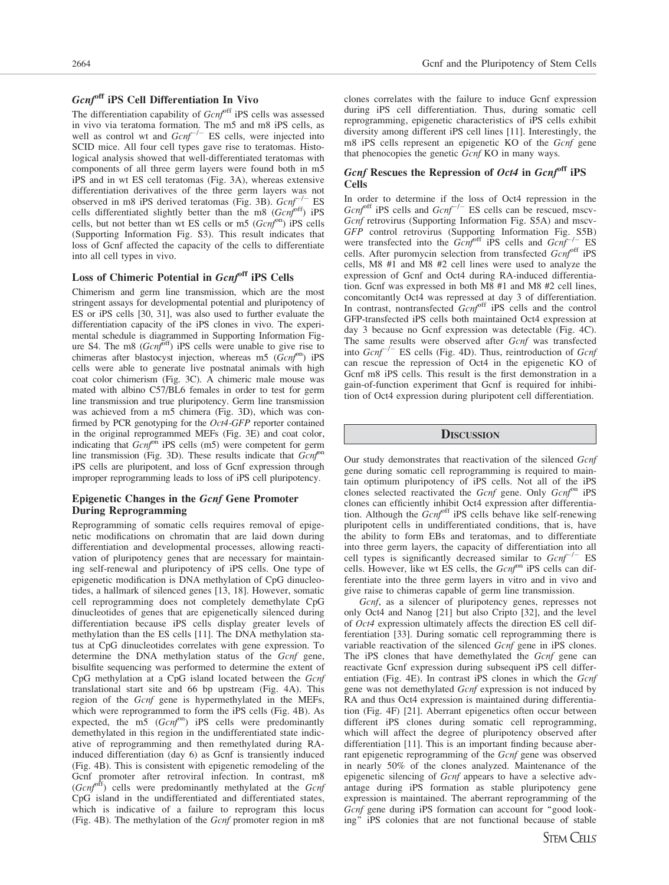### *Gcnf*$^{off}$ iPS Cell Differentiation In Vivo

The differentiation capability of *Gcnf*$^{off}$ iPS cells was assessed in vivo via teratoma formation. The m5 and m8 iPS cells, as well as control wt and *Gcnf*$^{-/-}$ ES cells, were injected into SCID mice. All four cell types gave rise to teratomas. Histological analysis showed that well-differentiated teratomas with components of all three germ layers were found both in m5 iPS and in wt ES cell teratomas (Fig. 3A), whereas extensive differentiation derivatives of the three germ layers was not observed in m8 iPS derived teratomas (Fig. 3B). *Gcnf*$^{-/-}$ ES cells differentiated slightly better than the m8 (*Gcnf*$^{off}$) iPS cells, but not better than wt ES cells or m5 (*Gcnf*$^{on}$) iPS cells (Supporting Information Fig. S3). This result indicates that loss of Gcnf affected the capacity of the cells to differentiate into all cell types in vivo.

### Loss of Chimeric Potential in *Gcnf*$^{off}$ iPS Cells

Chimerism and germ line transmission, which are the most stringent assays for developmental potential and pluripotency of ES or iPS cells [30, 31], was also used to further evaluate the differentiation capacity of the iPS clones in vivo. The experimental schedule is diagrammed in Supporting Information Figure S4. The m8 (*Gcnf*$^{off}$) iPS cells were unable to give rise to chimeras after blastocyst injection, whereas m5 (*Gcnf*$^{on}$) iPS cells were able to generate live postnatal animals with high coat color chimerism (Fig. 3C). A chimeric male mouse was mated with albino C57/BL6 females in order to test for germ line transmission and true pluripotency. Germ line transmission was achieved from a m5 chimera (Fig. 3D), which was confirmed by PCR genotyping for the *Oct4-GFP* reporter contained in the original reprogrammed MEFs (Fig. 3E) and coat color, indicating that *Gcnf*$^{on}$ iPS cells (m5) were competent for germ line transmission (Fig. 3D). These results indicate that *Gcnf*$^{on}$ iPS cells are pluripotent, and loss of Gcnf expression through improper reprogramming leads to loss of iPS cell pluripotency.

### Epigenetic Changes in the *Gcnf* Gene Promoter During Reprogramming

Reprogramming of somatic cells requires removal of epigenetic modifications on chromatin that are laid down during differentiation and developmental processes, allowing reactivation of pluripotency genes that are necessary for maintaining self-renewal and pluripotency of iPS cells. One type of epigenetic modification is DNA methylation of CpG dinucleotides, a hallmark of silenced genes [13, 18]. However, somatic cell reprogramming does not completely demethylate CpG dinucleotides of genes that are epigenetically silenced during differentiation because iPS cells display greater levels of methylation than the ES cells [11]. The DNA methylation status at CpG dinucleotides correlates with gene expression. To determine the DNA methylation status of the *Gcnf* gene, bisulfite sequencing was performed to determine the extent of CpG methylation at a CpG island located between the *Gcnf* translational start site and 66 bp upstream (Fig. 4A). This region of the *Gcnf* gene is hypermethylated in the MEFs, which were reprogrammed to form the iPS cells (Fig. 4B). As expected, the m5 (*Gcnf*$^{on}$) iPS cells were predominantly demethylated in this region in the undifferentiated state indicative of reprogramming and then remethylated during RA-induced differentiation (day 6) as Gcnf is transiently induced (Fig. 4B). This is consistent with epigenetic remodeling of the Gcnf promoter after retroviral infection. In contrast, m8 (*Gcnf*$^{off}$) cells were predominantly methylated at the *Gcnf* CpG island in the undifferentiated and differentiated states, which is indicative of a failure to reprogram this locus (Fig. 4B). The methylation of the *Gcnf* promoter region in m8 clones correlates with the failure to induce Gcnf expression during iPS cell differentiation. Thus, during somatic cell reprogramming, epigenetic characteristics of iPS cells exhibit diversity among different iPS cell lines [11]. Interestingly, the m8 iPS cells represent an epigenetic KO of the *Gcnf* gene that phenocopies the genetic *Gcnf* KO in many ways.

### *Gcnf* Rescues the Repression of *Oct4* in *Gcnf*$^{off}$ iPS Cells

In order to determine if the loss of Oct4 repression in the *Gcnf*$^{off}$ iPS cells and *Gcnf*$^{-/-}$ ES cells can be rescued, mscv-*Gcnf* retrovirus (Supporting Information Fig. S5A) and mscv-*GFP* control retrovirus (Supporting Information Fig. S5B) were transfected into the *Gcnf*$^{off}$ iPS cells and *Gcnf*$^{-/-}$ ES cells. After puromycin selection from transfected *Gcnf*$^{off}$ iPS cells, M8 #1 and M8 #2 cell lines were used to analyze the expression of Gcnf and Oct4 during RA-induced differentiation. Gcnf was expressed in both M8 #1 and M8 #2 cell lines, concomitantly Oct4 was repressed at day 3 of differentiation. In contrast, nontransfected *Gcnf*$^{off}$ iPS cells and the control GFP-transfected iPS cells both maintained Oct4 expression at day 3 because no Gcnf expression was detectable (Fig. 4C). The same results were observed after *Gcnf* was transfected into *Gcnf*$^{-/-}$ ES cells (Fig. 4D). Thus, reintroduction of *Gcnf* can rescue the repression of Oct4 in the epigenetic KO of Gcnf m8 iPS cells. This result is the first demonstration in a gain-of-function experiment that Gcnf is required for inhibition of Oct4 expression during pluripotent cell differentiation.

## Discussion

Our study demonstrates that reactivation of the silenced *Gcnf* gene during somatic cell reprogramming is required to maintain optimum pluripotency of iPS cells. Not all of the iPS clones selected reactivated the *Gcnf* gene. Only *Gcnf*$^{on}$ iPS clones can efficiently inhibit Oct4 expression after differentiation. Although the *Gcnf*$^{off}$ iPS cells behave like self-renewing pluripotent cells in undifferentiated conditions, that is, have the ability to form EBs and teratomas, and to differentiate into three germ layers, the capacity of differentiation into all cell types is significantly decreased similar to *Gcnf*$^{-/-}$ ES cells. However, like wt ES cells, the *Gcnf*$^{on}$ iPS cells can differentiate into the three germ layers in vitro and in vivo and give raise to chimeras capable of germ line transmission.

*Gcnf*, as a silencer of pluripotency genes, represses not only Oct4 and Nanog [21] but also Cripto [32], and the level of *Oct4* expression ultimately affects the direction ES cell differentiation [33]. During somatic cell reprogramming there is variable reactivation of the silenced *Gcnf* gene in iPS clones. The iPS clones that have demethylated the *Gcnf* gene can reactivate Gcnf expression during subsequent iPS cell differentiation (Fig. 4E). In contrast iPS clones in which the *Gcnf* gene was not demethylated *Gcnf* expression is not induced by RA and thus Oct4 expression is maintained during differentiation (Fig. 4F) [21]. Aberrant epigenetics often occur between different iPS clones during somatic cell reprogramming, which will affect the degree of pluripotency observed after differentiation [11]. This is an important finding because aberrant epigenetic reprogramming of the *Gcnf* gene was observed in nearly 50% of the clones analyzed. Maintenance of the epigenetic silencing of *Gcnf* appears to have a selective advantage during iPS formation as stable pluripotency gene expression is maintained. The aberrant reprogramming of the *Gcnf* gene during iPS formation can account for "good looking" iPS colonies that are not functional because of stable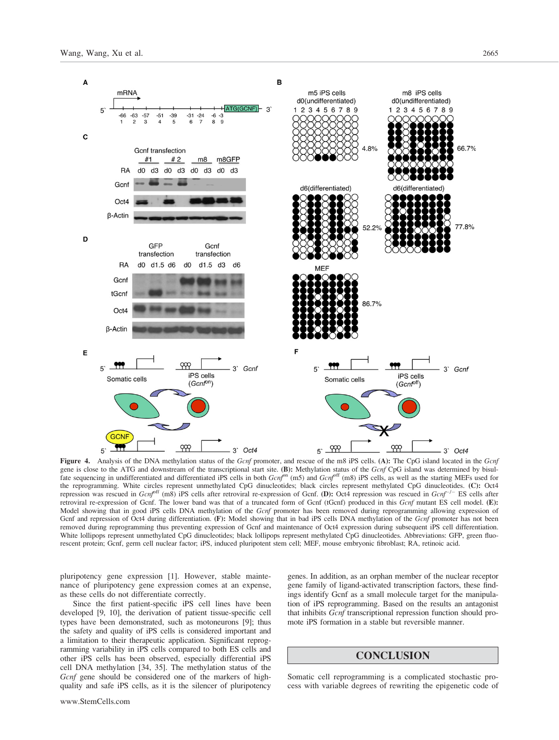**Figure 4.** Analysis of the DNA methylation status of the *Gcnf* promoter, and rescue of the m8 iPS cells. **(A):** The CpG island located in the *Gcnf* gene is close to the ATG and downstream of the transcriptional start site. **(B):** Methylation status of the *Gcnf* CpG island was determined by bisulfate sequencing in undifferentiated and differentiated iPS cells in both $Gcnf^{on}$ (m5) and $Gcnf^{off}$ (m8) iPS cells, as well as the starting MEFs used for the reprogramming. White circles represent unmethylated CpG dinucleotides; black circles represent methylated CpG dinucleotides. **(C):** Oct4 repression was rescued in $Gcnf^{off}$ (m8) iPS cells after retroviral re-expression of Gcnf. **(D):** Oct4 repression was rescued in $Gcnf^{-/-}$ ES cells after retroviral re-expression of Gcnf. The lower band was that of a truncated form of Gcnf (tGcnf) produced in this *Gcnf* mutant ES cell model. **(E):** Model showing that in good iPS cells DNA methylation of the *Gcnf* promoter has been removed during reprogramming allowing expression of Gcnf and repression of Oct4 during differentiation. **(F):** Model showing that in bad iPS cells DNA methylation of the *Gcnf* promoter has not been removed during reprogramming thus preventing expression of Gcnf and maintenance of Oct4 expression during subsequent iPS cell differentiation. White lollipops represent unmethylated CpG dinucleotides; black lollipops represent methylated CpG dinucleotides. Abbreviations: GFP, green fluorescent protein; Gcnf, germ cell nuclear factor; iPS, induced pluripotent stem cell; MEF, mouse embryonic fibroblast; RA, retinoic acid.

pluripotency gene expression [1]. However, stable maintenance of pluripotency gene expression comes at an expense, as these cells do not differentiate correctly.

Since the first patient-specific iPS cell lines have been developed [9, 10], the derivation of patient tissue-specific cell types have been demonstrated, such as motoneurons [9]; thus the safety and quality of iPS cells is considered important and a limitation to their therapeutic application. Significant reprogramming variability in iPS cells compared to both ES cells and other iPS cells has been observed, especially differential iPS cell DNA methylation [34, 35]. The methylation status of the *Gcnf* gene should be considered one of the markers of high-quality and safe iPS cells, as it is the silencer of pluripotency genes. In addition, as an orphan member of the nuclear receptor gene family of ligand-activated transcription factors, these findings identify Gcnf as a small molecule target for the manipulation of iPS reprogramming. Based on the results an antagonist that inhibits *Gcnf* transcriptional repression function should promote iPS formation in a stable but reversible manner.

## CONCLUSION

Somatic cell reprogramming is a complicated stochastic process with variable degrees of rewriting the epigenetic code of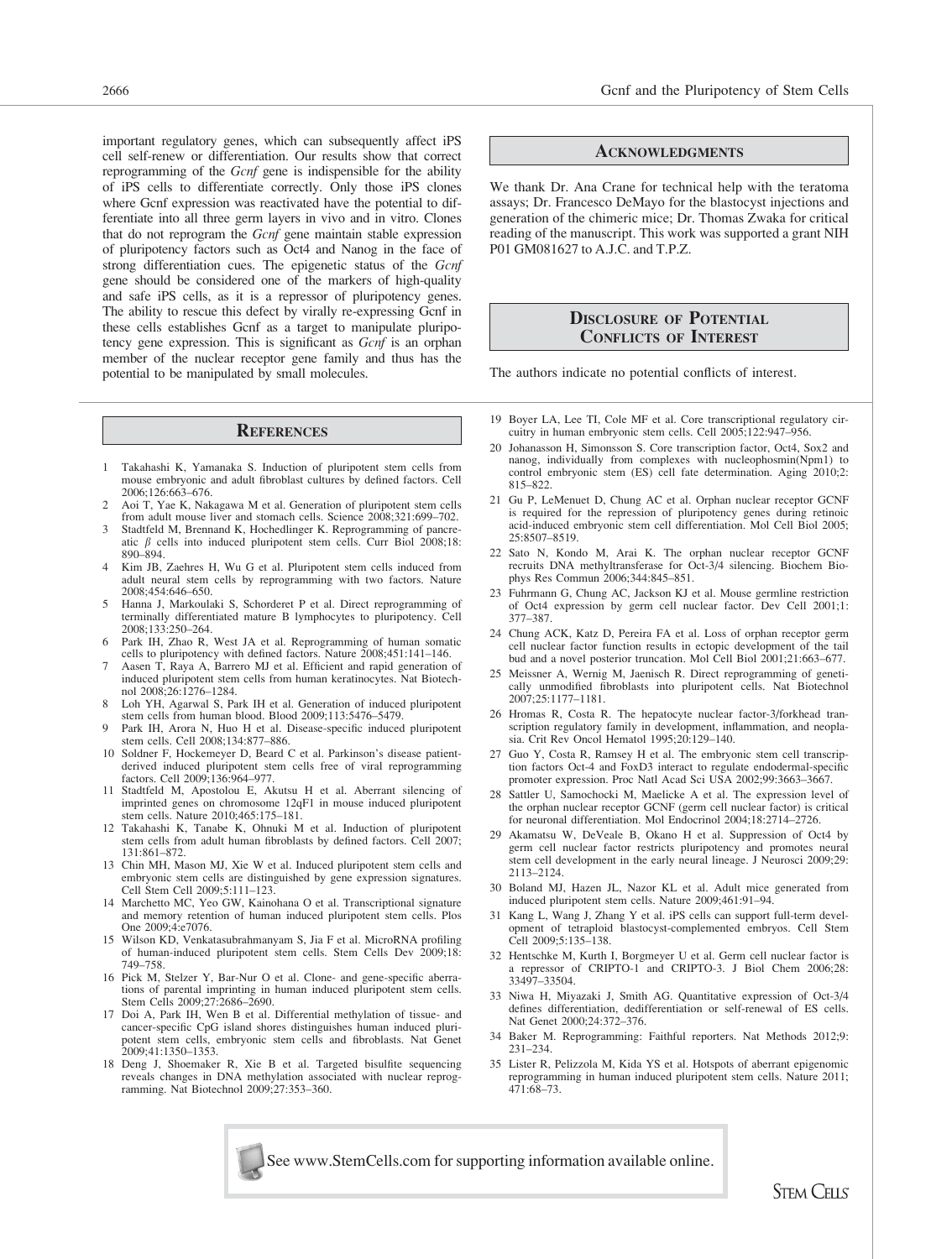important regulatory genes, which can subsequently affect iPS cell self-renew or differentiation. Our results show that correct reprogramming of the *Gcnf* gene is indispensible for the ability of iPS cells to differentiate correctly. Only those iPS clones where Gcnf expression was reactivated have the potential to differentiate into all three germ layers in vivo and in vitro. Clones that do not reprogram the *Gcnf* gene maintain stable expression of pluripotency factors such as Oct4 and Nanog in the face of strong differentiation cues. The epigenetic status of the *Gcnf* gene should be considered one of the markers of high-quality and safe iPS cells, as it is a repressor of pluripotency genes. The ability to rescue this defect by virally re-expressing Gcnf in these cells establishes Gcnf as a target to manipulate pluripotency gene expression. This is significant as *Gcnf* is an orphan member of the nuclear receptor gene family and thus has the potential to be manipulated by small molecules.

## Acknowledgments

We thank Dr. Ana Crane for technical help with the teratoma assays; Dr. Francesco DeMayo for the blastocyst injections and generation of the chimeric mice; Dr. Thomas Zwaka for critical reading of the manuscript. This work was supported a grant NIH P01 GM081627 to A.J.C. and T.P.Z.

## Disclosure of Potential Conflicts of Interest

The authors indicate no potential conflicts of interest.

## References

1. Takahashi K, Yamanaka S. Induction of pluripotent stem cells from mouse embryonic and adult fibroblast cultures by defined factors. Cell 2006;126:663–676.
2. Aoi T, Yae K, Nakagawa M et al. Generation of pluripotent stem cells from adult mouse liver and stomach cells. Science 2008;321:699–702.
3. Stadtfeld M, Brennand K, Hochedlinger K. Reprogramming of pancreatic $\beta$ cells into induced pluripotent stem cells. Curr Biol 2008;18: 890–894.
4. Kim JB, Zaehres H, Wu G et al. Pluripotent stem cells induced from adult neural stem cells by reprogramming with two factors. Nature 2008;454:646–650.
5. Hanna J, Markoulaki S, Schorderet P et al. Direct reprogramming of terminally differentiated mature B lymphocytes to pluripotency. Cell 2008;133:250–264.
6. Park IH, Zhao R, West JA et al. Reprogramming of human somatic cells to pluripotency with defined factors. Nature 2008;451:141–146.
7. Aasen T, Raya A, Barrero MJ et al. Efficient and rapid generation of induced pluripotent stem cells from human keratinocytes. Nat Biotechnol 2008;26:1276–1284.
8. Loh YH, Agarwal S, Park IH et al. Generation of induced pluripotent stem cells from human blood. Blood 2009;113:5476–5479.
9. Park IH, Arora N, Huo H et al. Disease-specific induced pluripotent stem cells. Cell 2008;134:877–886.
10. Soldner F, Hockemeyer D, Beard C et al. Parkinson's disease patient-derived induced pluripotent stem cells free of viral reprogramming factors. Cell 2009;136:964–977.
11. Stadtfeld M, Apostolou E, Akutsu H et al. Aberrant silencing of imprinted genes on chromosome 12qF1 in mouse induced pluripotent stem cells. Nature 2010;465:175–181.
12. Takahashi K, Tanabe K, Ohnuki M et al. Induction of pluripotent stem cells from adult human fibroblasts by defined factors. Cell 2007; 131:861–872.
13. Chin MH, Mason MJ, Xie W et al. Induced pluripotent stem cells and embryonic stem cells are distinguished by gene expression signatures. Cell Stem Cell 2009;5:111–123.
14. Marchetto MC, Yeo GW, Kainohana O et al. Transcriptional signature and memory retention of human induced pluripotent stem cells. Plos One 2009;4:e7076.
15. Wilson KD, Venkatasubrahmanyam S, Jia F et al. MicroRNA profiling of human-induced pluripotent stem cells. Stem Cells Dev 2009;18: 749–758.
16. Pick M, Stelzer Y, Bar-Nur O et al. Clone- and gene-specific aberrations of parental imprinting in human induced pluripotent stem cells. Stem Cells 2009;27:2686–2690.
17. Doi A, Park IH, Wen B et al. Differential methylation of tissue- and cancer-specific CpG island shores distinguishes human induced pluripotent stem cells, embryonic stem cells and fibroblasts. Nat Genet 2009;41:1350–1353.
18. Deng J, Shoemaker R, Xie B et al. Targeted bisulfite sequencing reveals changes in DNA methylation associated with nuclear reprogramming. Nat Biotechnol 2009;27:353–360.
19. Boyer LA, Lee TI, Cole MF et al. Core transcriptional regulatory circuitry in human embryonic stem cells. Cell 2005;122:947–956.
20. Johanasson H, Simonsson S. Core transcription factor, Oct4, Sox2 and nanog, individually from complexes with nucleophosmin(Npm1) to control embryonic stem (ES) cell fate determination. Aging 2010;2: 815–822.
21. Gu P, LeMenuet D, Chung AC et al. Orphan nuclear receptor GCNF is required for the repression of pluripotency genes during retinoic acid-induced embryonic stem cell differentiation. Mol Cell Biol 2005; 25:8507–8519.
22. Sato N, Kondo M, Arai K. The orphan nuclear receptor GCNF recruits DNA methyltransferase for Oct-3/4 silencing. Biochem Biophys Res Commun 2006;344:845–851.
23. Fuhrmann G, Chung AC, Jackson KJ et al. Mouse germline restriction of Oct4 expression by germ cell nuclear factor. Dev Cell 2001;1: 377–387.
24. Chung ACK, Katz D, Pereira FA et al. Loss of orphan receptor germ cell nuclear factor function results in ectopic development of the tail bud and a novel posterior truncation. Mol Cell Biol 2001;21:663–677.
25. Meissner A, Wernig M, Jaenisch R. Direct reprogramming of genetically unmodified fibroblasts into pluripotent cells. Nat Biotechnol 2007;25:1177–1181.
26. Hromas R, Costa R. The hepatocyte nuclear factor-3/forkhead transcription regulatory family in development, inflammation, and neoplasia. Crit Rev Oncol Hematol 1995;20:129–140.
27. Guo Y, Costa R, Ramsey H et al. The embryonic stem cell transcription factors Oct-4 and FoxD3 interact to regulate endodermal-specific promoter expression. Proc Natl Acad Sci USA 2002;99:3663–3667.
28. Sattler U, Samochocki M, Maelicke A et al. The expression level of the orphan nuclear receptor GCNF (germ cell nuclear factor) is critical for neuronal differentiation. Mol Endocrinol 2004;18:2714–2726.
29. Akamatsu W, DeVeale B, Okano H et al. Suppression of Oct4 by germ cell nuclear factor restricts pluripotency and promotes neural stem cell development in the early neural lineage. J Neurosci 2009;29: 2113–2124.
30. Boland MJ, Hazen JL, Nazor KL et al. Adult mice generated from induced pluripotent stem cells. Nature 2009;461:91–94.
31. Kang L, Wang J, Zhang Y et al. iPS cells can support full-term development of tetraploid blastocyst-complemented embryos. Cell Stem Cell 2009;5:135–138.
32. Hentschke M, Kurth I, Borgmeyer U et al. Germ cell nuclear factor is a repressor of CRIPTO-1 and CRIPTO-3. J Biol Chem 2006;28: 33497–33504.
33. Niwa H, Miyazaki J, Smith AG. Quantitative expression of Oct-3/4 defines differentiation, dedifferentiation or self-renewal of ES cells. Nat Genet 2000;24:372–376.
34. Baker M. Reprogramming: Faithful reporters. Nat Methods 2012;9: 231–234.
35. Lister R, Pelizzola M, Kida YS et al. Hotspots of aberrant epigenomic reprogramming in human induced pluripotent stem cells. Nature 2011; 471:68–73.

See www.StemCells.com for supporting information available online.